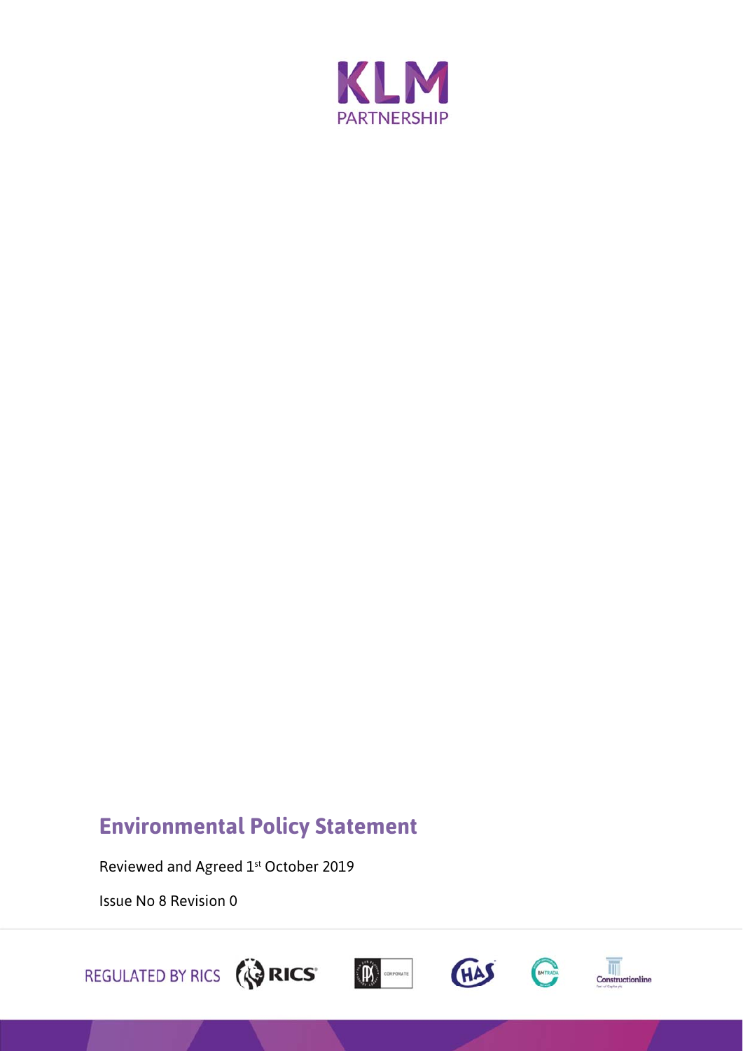KLM PARTNERSHIP

# Environmental Policy Statement

Reviewed and Agreed 1st October 2019

Issue No 8 Revision 0

REGULATED BY RICS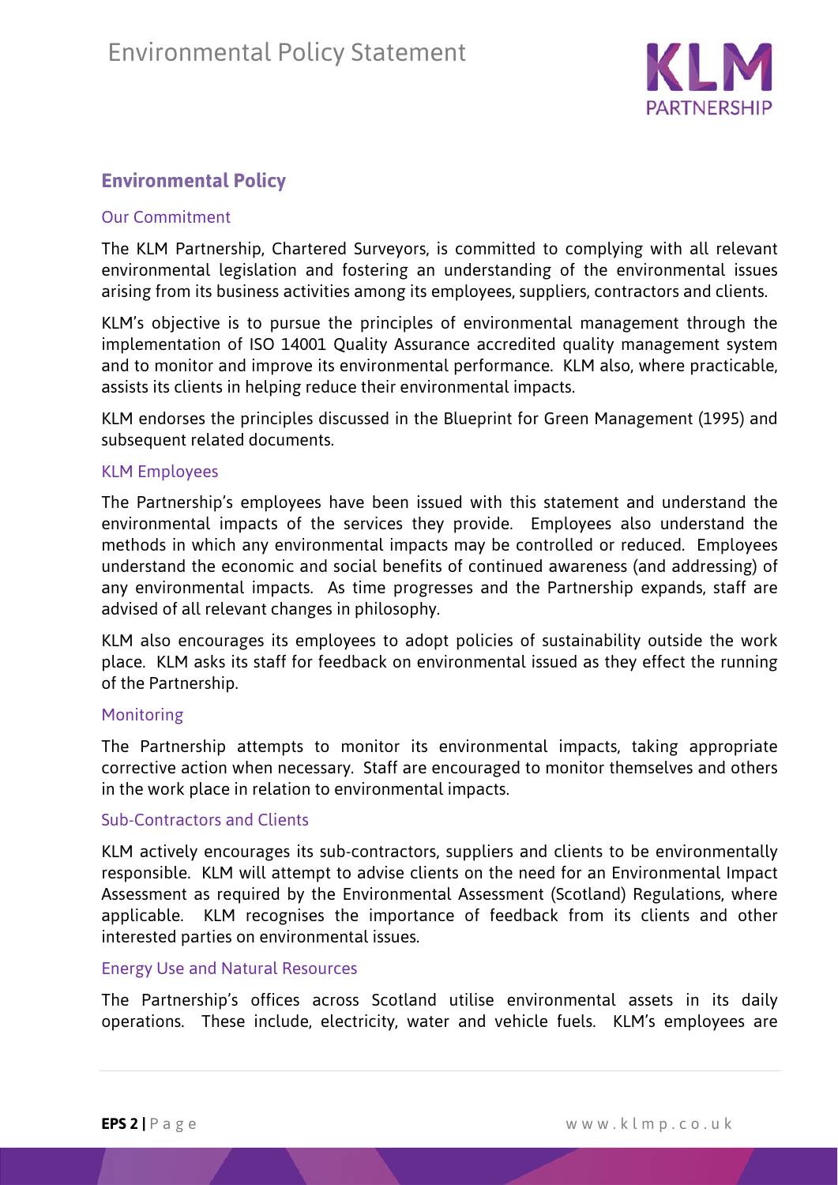## Environmental Policy

### Our Commitment

The KLM Partnership, Chartered Surveyors, is committed to complying with all relevant environmental legislation and fostering an understanding of the environmental issues arising from its business activities among its employees, suppliers, contractors and clients.

KLM's objective is to pursue the principles of environmental management through the implementation of ISO 14001 Quality Assurance accredited quality management system and to monitor and improve its environmental performance. KLM also, where practicable, assists its clients in helping reduce their environmental impacts.

KLM endorses the principles discussed in the Blueprint for Green Management (1995) and subsequent related documents.

### KLM Employees

The Partnership's employees have been issued with this statement and understand the environmental impacts of the services they provide. Employees also understand the methods in which any environmental impacts may be controlled or reduced. Employees understand the economic and social benefits of continued awareness (and addressing) of any environmental impacts. As time progresses and the Partnership expands, staff are advised of all relevant changes in philosophy.

KLM also encourages its employees to adopt policies of sustainability outside the work place. KLM asks its staff for feedback on environmental issued as they effect the running of the Partnership.

### Monitoring

The Partnership attempts to monitor its environmental impacts, taking appropriate corrective action when necessary. Staff are encouraged to monitor themselves and others in the work place in relation to environmental impacts.

### Sub-Contractors and Clients

KLM actively encourages its sub-contractors, suppliers and clients to be environmentally responsible. KLM will attempt to advise clients on the need for an Environmental Impact Assessment as required by the Environmental Assessment (Scotland) Regulations, where applicable. KLM recognises the importance of feedback from its clients and other interested parties on environmental issues.

### Energy Use and Natural Resources

The Partnership's offices across Scotland utilise environmental assets in its daily operations. These include, electricity, water and vehicle fuels. KLM's employees are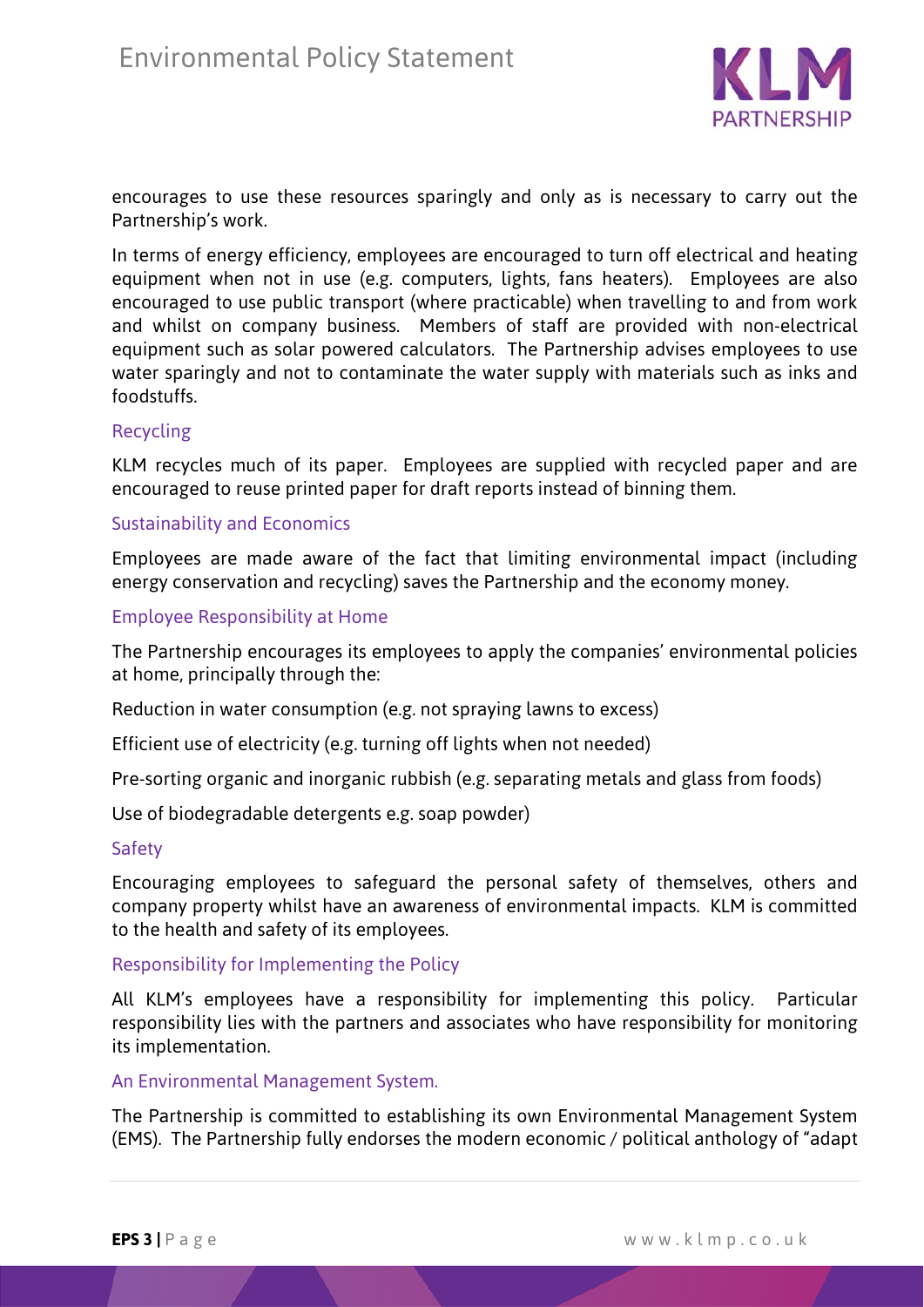encourages to use these resources sparingly and only as is necessary to carry out the Partnership's work.

In terms of energy efficiency, employees are encouraged to turn off electrical and heating equipment when not in use (e.g. computers, lights, fans heaters). Employees are also encouraged to use public transport (where practicable) when travelling to and from work and whilst on company business. Members of staff are provided with non-electrical equipment such as solar powered calculators. The Partnership advises employees to use water sparingly and not to contaminate the water supply with materials such as inks and foodstuffs.

### Recycling

KLM recycles much of its paper. Employees are supplied with recycled paper and are encouraged to reuse printed paper for draft reports instead of binning them.

### Sustainability and Economics

Employees are made aware of the fact that limiting environmental impact (including energy conservation and recycling) saves the Partnership and the economy money.

### Employee Responsibility at Home

The Partnership encourages its employees to apply the companies' environmental policies at home, principally through the:

Reduction in water consumption (e.g. not spraying lawns to excess)

Efficient use of electricity (e.g. turning off lights when not needed)

Pre-sorting organic and inorganic rubbish (e.g. separating metals and glass from foods)

Use of biodegradable detergents e.g. soap powder)

### Safety

Encouraging employees to safeguard the personal safety of themselves, others and company property whilst have an awareness of environmental impacts. KLM is committed to the health and safety of its employees.

### Responsibility for Implementing the Policy

All KLM's employees have a responsibility for implementing this policy. Particular responsibility lies with the partners and associates who have responsibility for monitoring its implementation.

### An Environmental Management System.

The Partnership is committed to establishing its own Environmental Management System (EMS). The Partnership fully endorses the modern economic / political anthology of "adapt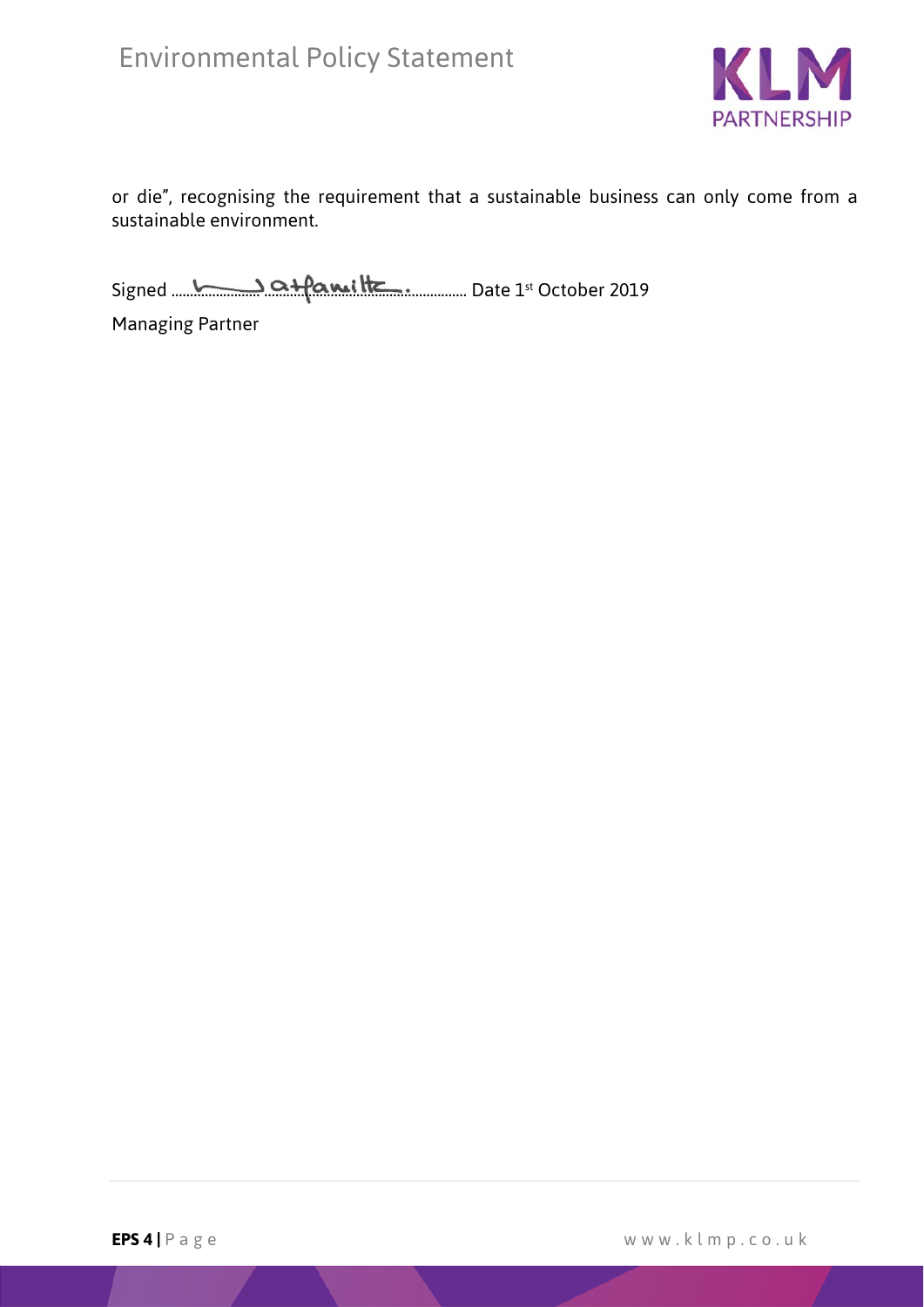or die", recognising the requirement that a sustainable business can only come from a sustainable environment.

Signed ............................................................................. Date 1st October 2019

Managing Partner